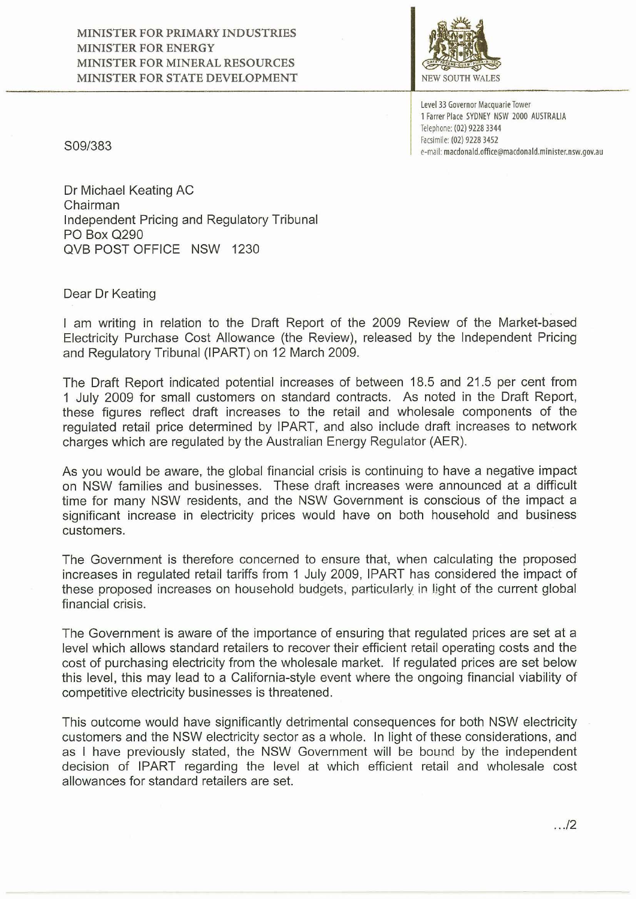MINISTER FOR PRIMARY INDUSTRIES
MINISTER FOR ENERGY
MINISTER FOR MINERAL RESOURCES
MINISTER FOR STATE DEVELOPMENT

NEW SOUTH WALES

Level 33 Governor Macquarie Tower
1 Farrer Place SYDNEY NSW 2000 AUSTRALIA
Telephone: (02) 9228 3344
Facsimile: (02) 9228 3452
e-mail: macdonald.office@macdonald.minister.nsw.gov.au

S09/383

Dr Michael Keating AC
Chairman
Independent Pricing and Regulatory Tribunal
PO Box Q290
QVB POST OFFICE NSW 1230

Dear Dr Keating

I am writing in relation to the Draft Report of the 2009 Review of the Market-based Electricity Purchase Cost Allowance (the Review), released by the Independent Pricing and Regulatory Tribunal (IPART) on 12 March 2009.

The Draft Report indicated potential increases of between 18.5 and 21.5 per cent from 1 July 2009 for small customers on standard contracts. As noted in the Draft Report, these figures reflect draft increases to the retail and wholesale components of the regulated retail price determined by IPART, and also include draft increases to network charges which are regulated by the Australian Energy Regulator (AER).

As you would be aware, the global financial crisis is continuing to have a negative impact on NSW families and businesses. These draft increases were announced at a difficult time for many NSW residents, and the NSW Government is conscious of the impact a significant increase in electricity prices would have on both household and business customers.

The Government is therefore concerned to ensure that, when calculating the proposed increases in regulated retail tariffs from 1 July 2009, IPART has considered the impact of these proposed increases on household budgets, particularly in light of the current global financial crisis.

The Government is aware of the importance of ensuring that regulated prices are set at a level which allows standard retailers to recover their efficient retail operating costs and the cost of purchasing electricity from the wholesale market. If regulated prices are set below this level, this may lead to a California-style event where the ongoing financial viability of competitive electricity businesses is threatened.

This outcome would have significantly detrimental consequences for both NSW electricity customers and the NSW electricity sector as a whole. In light of these considerations, and as I have previously stated, the NSW Government will be bound by the independent decision of IPART regarding the level at which efficient retail and wholesale cost allowances for standard retailers are set.

.../2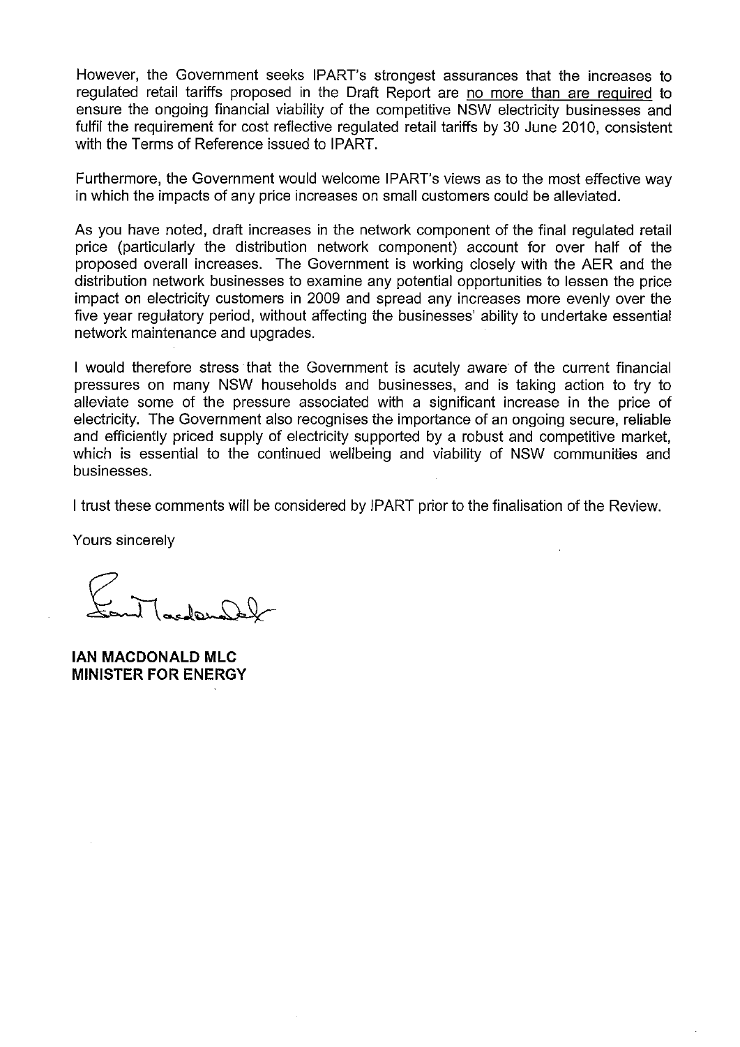However, the Government seeks IPART's strongest assurances that the increases to regulated retail tariffs proposed in the Draft Report are <u>no more than are required</u> to ensure the ongoing financial viability of the competitive NSW electricity businesses and fulfil the requirement for cost reflective regulated retail tariffs by 30 June 2010, consistent with the Terms of Reference issued to IPART.

Furthermore, the Government would welcome IPART's views as to the most effective way in which the impacts of any price increases on small customers could be alleviated.

As you have noted, draft increases in the network component of the final regulated retail price (particularly the distribution network component) account for over half of the proposed overall increases. The Government is working closely with the AER and the distribution network businesses to examine any potential opportunities to lessen the price impact on electricity customers in 2009 and spread any increases more evenly over the five year regulatory period, without affecting the businesses' ability to undertake essential network maintenance and upgrades.

I would therefore stress that the Government is acutely aware of the current financial pressures on many NSW households and businesses, and is taking action to try to alleviate some of the pressure associated with a significant increase in the price of electricity. The Government also recognises the importance of an ongoing secure, reliable and efficiently priced supply of electricity supported by a robust and competitive market, which is essential to the continued wellbeing and viability of NSW communities and businesses.

I trust these comments will be considered by IPART prior to the finalisation of the Review.

Yours sincerely

**IAN MACDONALD MLC**
**MINISTER FOR ENERGY**